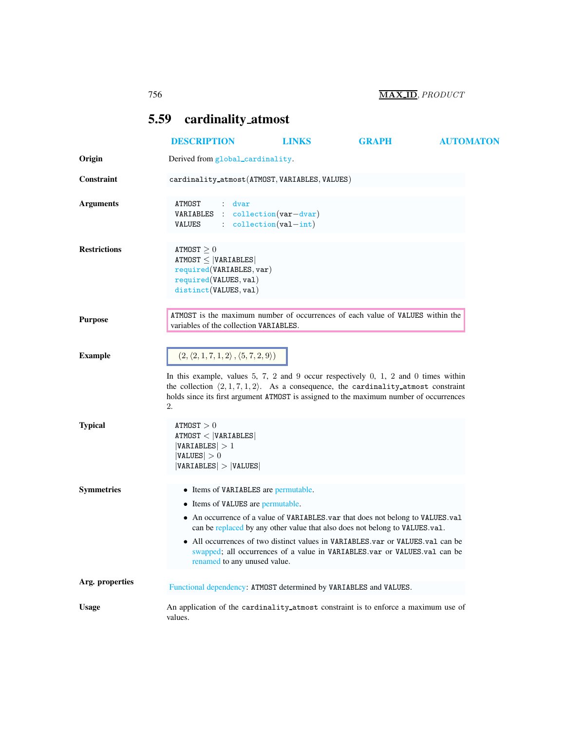## 5.59 cardinality_atmost

DESCRIPTION LINKS GRAPH AUTOMATON

**Origin**

Derived from global_cardinality.

**Constraint**

cardinality_atmost(ATMOST, VARIABLES, VALUES)

**Arguments**

```
ATMOST    : dvar
VARIABLES : collection(var−dvar)
VALUES    : collection(val−int)
```

**Restrictions**

ATMOST $\geq 0$
ATMOST $\leq$ |VARIABLES|
required(VARIABLES, var)
required(VALUES, val)
distinct(VALUES, val)

**Purpose**

ATMOST is the maximum number of occurrences of each value of VALUES within the variables of the collection VARIABLES.

**Example**

$(2, \langle 2, 1, 7, 1, 2\rangle, \langle 5, 7, 2, 9\rangle)$

In this example, values 5, 7, 2 and 9 occur respectively 0, 1, 2 and 0 times within the collection $\langle 2, 1, 7, 1, 2\rangle$. As a consequence, the cardinality_atmost constraint holds since its first argument ATMOST is assigned to the maximum number of occurrences 2.

**Typical**

ATMOST $> 0$
ATMOST $<$ |VARIABLES|
|VARIABLES| $> 1$
|VALUES| $> 0$
|VARIABLES| $>$ |VALUES|

**Symmetries**

- Items of VARIABLES are permutable.
- Items of VALUES are permutable.
- An occurrence of a value of VARIABLES.var that does not belong to VALUES.val can be replaced by any other value that also does not belong to VALUES.val.
- All occurrences of two distinct values in VARIABLES.var or VALUES.val can be swapped; all occurrences of a value in VARIABLES.var or VALUES.val can be renamed to any unused value.

**Arg. properties**

Functional dependency: ATMOST determined by VARIABLES and VALUES.

**Usage**

An application of the cardinality_atmost constraint is to enforce a maximum use of values.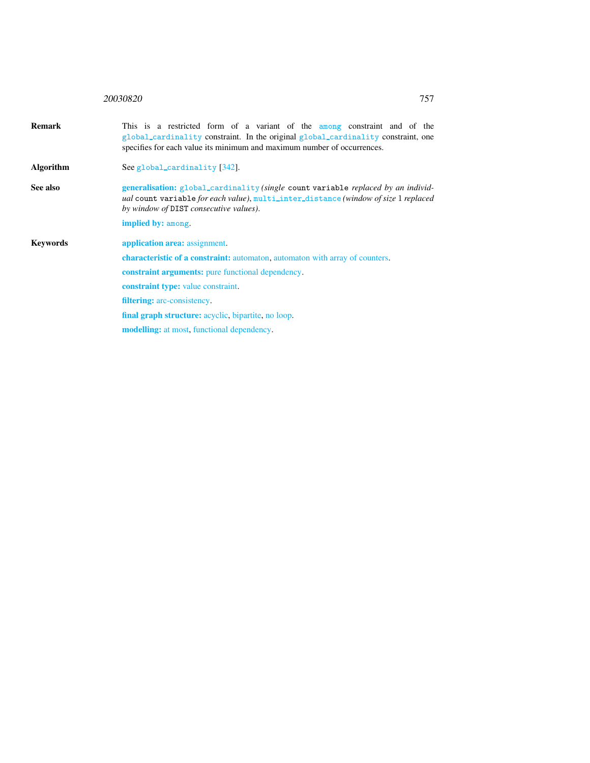**Remark** This is a restricted form of a variant of the among constraint and of the global_cardinality constraint. In the original global_cardinality constraint, one specifies for each value its minimum and maximum number of occurrences.

**Algorithm** See global_cardinality [342].

**See also** **generalisation:** global_cardinality *(single* count variable *replaced by an individual* count variable *for each value)*, multi_inter_distance *(window of size* 1 *replaced by window of* DIST *consecutive values)*.

**implied by:** among.

**Keywords** **application area:** assignment.

**characteristic of a constraint:** automaton, automaton with array of counters.

**constraint arguments:** pure functional dependency.

**constraint type:** value constraint.

**filtering:** arc-consistency.

**final graph structure:** acyclic, bipartite, no loop.

**modelling:** at most, functional dependency.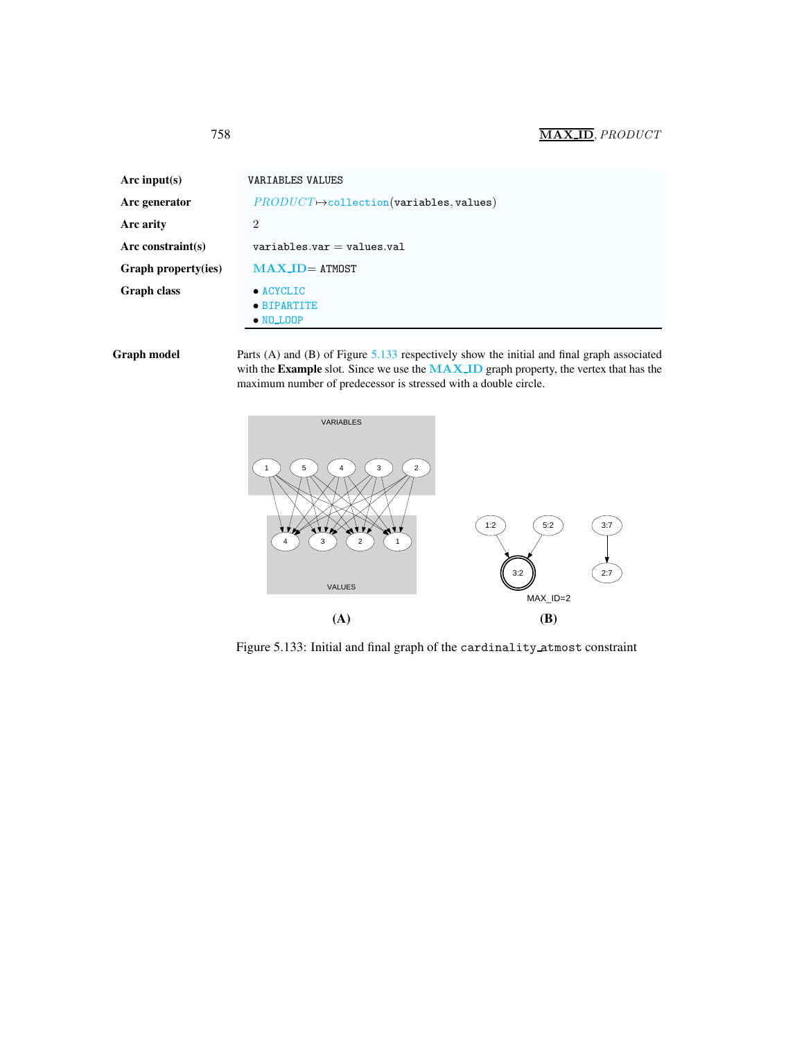| | |
|---|---|
| **Arc input(s)** | VARIABLES VALUES |
| **Arc generator** | *PRODUCT* ↦ collection(variables, values) |
| **Arc arity** | 2 |
| **Arc constraint(s)** | variables.var = values.val |
| **Graph property(ies)** | MAX_ID= ATMOST |
| **Graph class** | • ACYCLIC<br>• BIPARTITE<br>• NO_LOOP |

**Graph model** Parts (A) and (B) of Figure 5.133 respectively show the initial and final graph associated with the **Example** slot. Since we use the MAX_ID graph property, the vertex that has the maximum number of predecessor is stressed with a double circle.

Figure 5.133: Initial and final graph of the cardinality_atmost constraint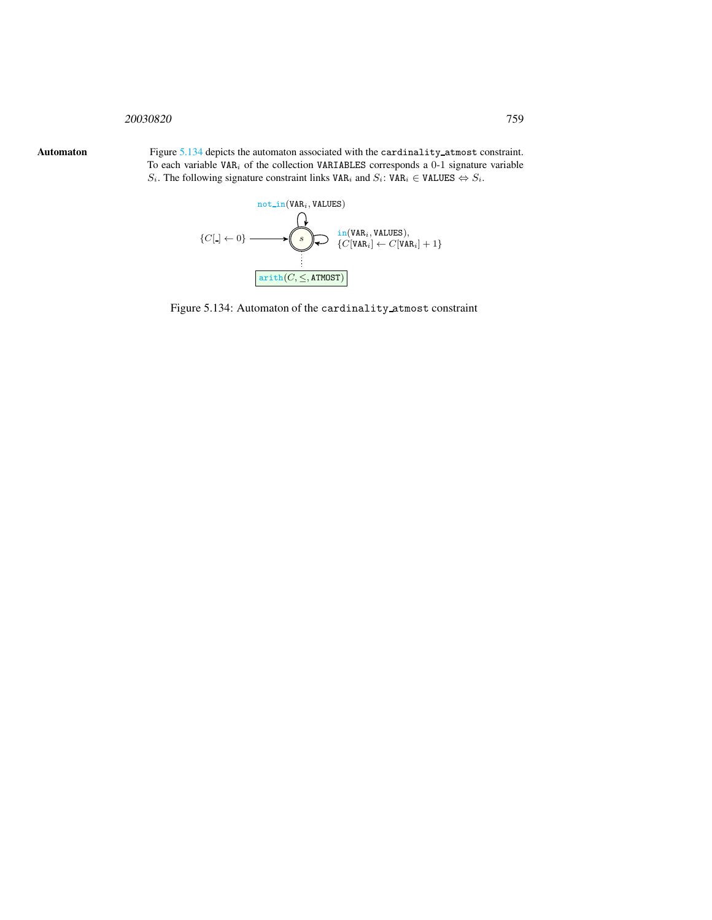**Automaton** Figure 5.134 depicts the automaton associated with the `cardinality_atmost` constraint. To each variable $\texttt{VAR}_i$ of the collection `VARIABLES` corresponds a 0-1 signature variable $S_i$. The following signature constraint links $\texttt{VAR}_i$ and $S_i$: $\texttt{VAR}_i \in \texttt{VALUES} \Leftrightarrow S_i$.

not_in($\texttt{VAR}_i$, VALUES)

$\{C[\_] \leftarrow 0\}$

$s$

in($\texttt{VAR}_i$, VALUES),
$\{C[\texttt{VAR}_i] \leftarrow C[\texttt{VAR}_i] + 1\}$

arith($C, \leq$, ATMOST)

Figure 5.134: Automaton of the `cardinality_atmost` constraint